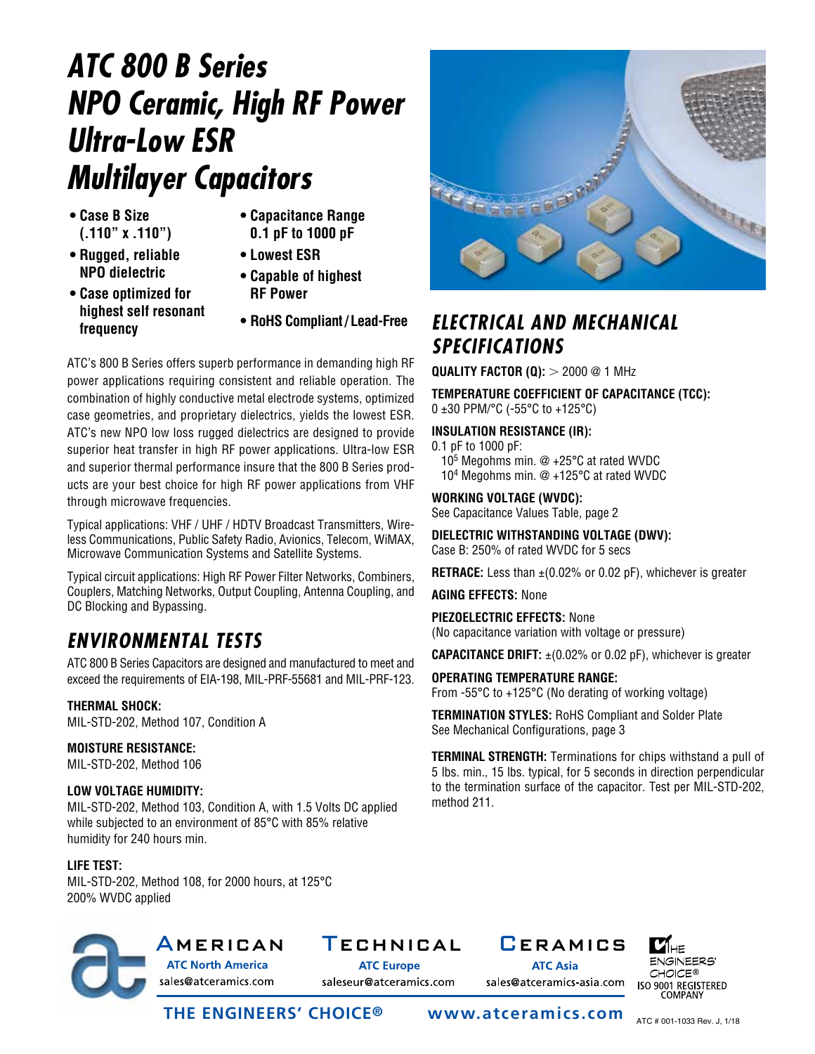# ATC 800 B Series NPO Ceramic, High RF Power Ultra-Low ESR Multilayer Capacitors

- Case B Size (.110" x .110")
- Rugged, reliable NPO dielectric
- Case optimized for highest self resonant frequency
- Capacitance Range 0.1 pF to 1000 pF
- Lowest ESR
- Capable of highest RF Power
- RoHS Compliant / Lead-Free

ATC's 800 B Series offers superb performance in demanding high RF power applications requiring consistent and reliable operation. The combination of highly conductive metal electrode systems, optimized case geometries, and proprietary dielectrics, yields the lowest ESR. ATC's new NPO low loss rugged dielectrics are designed to provide superior heat transfer in high RF power applications. Ultra-low ESR and superior thermal performance insure that the 800 B Series products are your best choice for high RF power applications from VHF through microwave frequencies.

Typical applications: VHF / UHF / HDTV Broadcast Transmitters, Wireless Communications, Public Safety Radio, Avionics, Telecom, WiMAX, Microwave Communication Systems and Satellite Systems.

Typical circuit applications: High RF Power Filter Networks, Combiners, Couplers, Matching Networks, Output Coupling, Antenna Coupling, and DC Blocking and Bypassing.

## ENVIRONMENTAL TESTS

ATC 800 B Series Capacitors are designed and manufactured to meet and exceed the requirements of EIA-198, MIL-PRF-55681 and MIL-PRF-123.

**THERMAL SHOCK:**
MIL-STD-202, Method 107, Condition A

**MOISTURE RESISTANCE:**
MIL-STD-202, Method 106

**LOW VOLTAGE HUMIDITY:**
MIL-STD-202, Method 103, Condition A, with 1.5 Volts DC applied while subjected to an environment of 85°C with 85% relative humidity for 240 hours min.

**LIFE TEST:**
MIL-STD-202, Method 108, for 2000 hours, at 125°C
200% WVDC applied

## ELECTRICAL AND MECHANICAL SPECIFICATIONS

**QUALITY FACTOR (Q):** > 2000 @ 1 MHz

**TEMPERATURE COEFFICIENT OF CAPACITANCE (TCC):**
0 ±30 PPM/°C (-55°C to +125°C)

**INSULATION RESISTANCE (IR):**
0.1 pF to 1000 pF:
$10^5$ Megohms min. @ +25°C at rated WVDC
$10^4$ Megohms min. @ +125°C at rated WVDC

**WORKING VOLTAGE (WVDC):**
See Capacitance Values Table, page 2

**DIELECTRIC WITHSTANDING VOLTAGE (DWV):**
Case B: 250% of rated WVDC for 5 secs

**RETRACE:** Less than ±(0.02% or 0.02 pF), whichever is greater

**AGING EFFECTS:** None

**PIEZOELECTRIC EFFECTS:** None
(No capacitance variation with voltage or pressure)

**CAPACITANCE DRIFT:** ±(0.02% or 0.02 pF), whichever is greater

**OPERATING TEMPERATURE RANGE:**
From -55°C to +125°C (No derating of working voltage)

**TERMINATION STYLES:** RoHS Compliant and Solder Plate
See Mechanical Configurations, page 3

**TERMINAL STRENGTH:** Terminations for chips withstand a pull of 5 lbs. min., 15 lbs. typical, for 5 seconds in direction perpendicular to the termination surface of the capacitor. Test per MIL-STD-202, method 211.

AMERICAN TECHNICAL CERAMICS

ATC North America sales@atceramics.com | ATC Europe saleseur@atceramics.com | ATC Asia sales@atceramics-asia.com

THE ENGINEERS' CHOICE® ISO 9001 REGISTERED COMPANY

THE ENGINEERS' CHOICE® www.atceramics.com

ATC # 001-1033 Rev. J, 1/18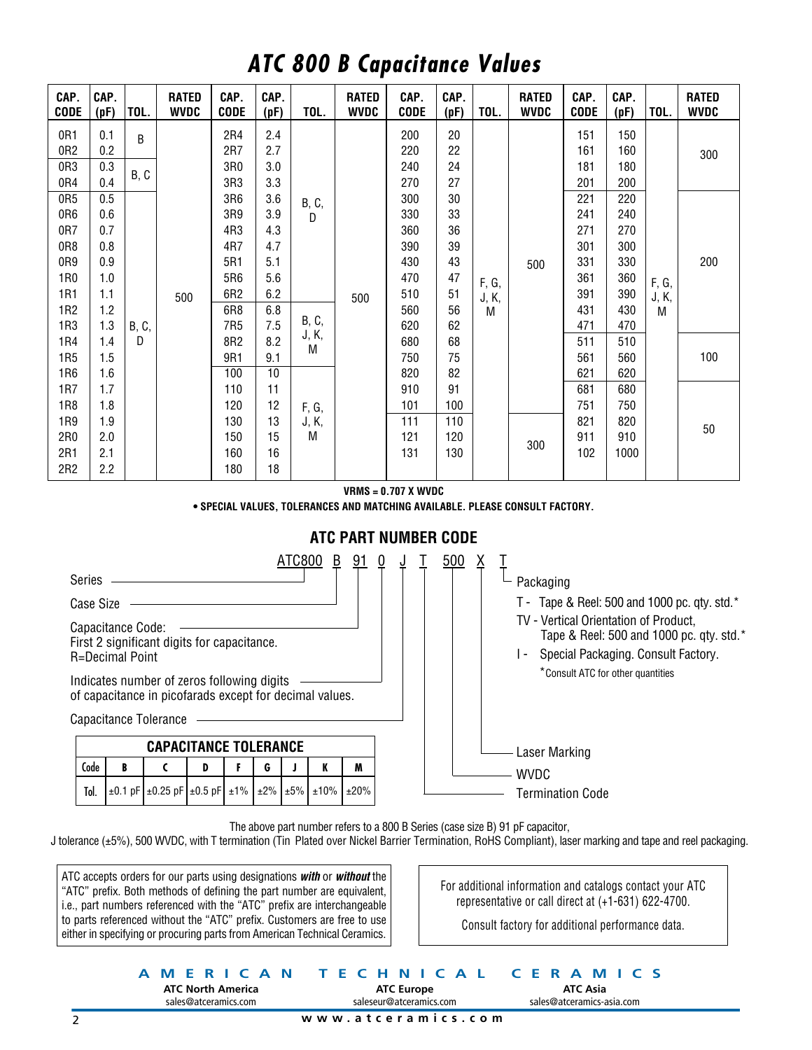# ATC 800 B Capacitance Values

| CAP. CODE | CAP. (pF) | TOL. | RATED WVDC | CAP. CODE | CAP. (pF) | TOL. | RATED WVDC | CAP. CODE | CAP. (pF) | TOL. | RATED WVDC | CAP. CODE | CAP. (pF) | TOL. | RATED WVDC |
|---|---|---|---|---|---|---|---|---|---|---|---|---|---|---|---|
| 0R1 | 0.1 | B | 500 | 2R4 | 2.4 | B, C, D | 500 | 200 | 20 | F, G, J, K, M | 500 | 151 | 150 | F, G, J, K, M | 300 |
| 0R2 | 0.2 | B | 500 | 2R7 | 2.7 | B, C, D | 500 | 220 | 22 | F, G, J, K, M | 500 | 161 | 160 | F, G, J, K, M | 300 |
| 0R3 | 0.3 | B, C | 500 | 3R0 | 3.0 | B, C, D | 500 | 240 | 24 | F, G, J, K, M | 500 | 181 | 180 | F, G, J, K, M | 300 |
| 0R4 | 0.4 | B, C | 500 | 3R3 | 3.3 | B, C, D | 500 | 270 | 27 | F, G, J, K, M | 500 | 201 | 200 | F, G, J, K, M | 300 |
| 0R5 | 0.5 | B, C, D | 500 | 3R6 | 3.6 | B, C, D | 500 | 300 | 30 | F, G, J, K, M | 500 | 221 | 220 | F, G, J, K, M | 200 |
| 0R6 | 0.6 | B, C, D | 500 | 3R9 | 3.9 | B, C, D | 500 | 330 | 33 | F, G, J, K, M | 500 | 241 | 240 | F, G, J, K, M | 200 |
| 0R7 | 0.7 | B, C, D | 500 | 4R3 | 4.3 | B, C, D | 500 | 360 | 36 | F, G, J, K, M | 500 | 271 | 270 | F, G, J, K, M | 200 |
| 0R8 | 0.8 | B, C, D | 500 | 4R7 | 4.7 | B, C, D | 500 | 390 | 39 | F, G, J, K, M | 500 | 301 | 300 | F, G, J, K, M | 200 |
| 0R9 | 0.9 | B, C, D | 500 | 5R1 | 5.1 | B, C, D | 500 | 430 | 43 | F, G, J, K, M | 500 | 331 | 330 | F, G, J, K, M | 200 |
| 1R0 | 1.0 | B, C, D | 500 | 5R6 | 5.6 | B, C, D | 500 | 470 | 47 | F, G, J, K, M | 500 | 361 | 360 | F, G, J, K, M | 200 |
| 1R1 | 1.1 | B, C, D | 500 | 6R2 | 6.2 | B, C, D | 500 | 510 | 51 | F, G, J, K, M | 500 | 391 | 390 | F, G, J, K, M | 200 |
| 1R2 | 1.2 | B, C, D | 500 | 6R8 | 6.8 | B, C, J, K, M | 500 | 560 | 56 | F, G, J, K, M | 500 | 431 | 430 | F, G, J, K, M | 200 |
| 1R3 | 1.3 | B, C, D | 500 | 7R5 | 7.5 | B, C, J, K, M | 500 | 620 | 62 | F, G, J, K, M | 500 | 471 | 470 | F, G, J, K, M | 200 |
| 1R4 | 1.4 | B, C, D | 500 | 8R2 | 8.2 | B, C, J, K, M | 500 | 680 | 68 | F, G, J, K, M | 500 | 511 | 510 | F, G, J, K, M | 100 |
| 1R5 | 1.5 | B, C, D | 500 | 9R1 | 9.1 | B, C, J, K, M | 500 | 750 | 75 | F, G, J, K, M | 500 | 561 | 560 | F, G, J, K, M | 100 |
| 1R6 | 1.6 | B, C, D | 500 | 100 | 10 | F, G, J, K, M | 500 | 820 | 82 | F, G, J, K, M | 500 | 621 | 620 | F, G, J, K, M | 100 |
| 1R7 | 1.7 | B, C, D | 500 | 110 | 11 | F, G, J, K, M | 500 | 910 | 91 | F, G, J, K, M | 500 | 681 | 680 | F, G, J, K, M | 50 |
| 1R8 | 1.8 | B, C, D | 500 | 120 | 12 | F, G, J, K, M | 500 | 101 | 100 | F, G, J, K, M | 500 | 751 | 750 | F, G, J, K, M | 50 |
| 1R9 | 1.9 | B, C, D | 500 | 130 | 13 | F, G, J, K, M | 500 | 111 | 110 | F, G, J, K, M | 300 | 821 | 820 | F, G, J, K, M | 50 |
| 2R0 | 2.0 | B, C, D | 500 | 150 | 15 | F, G, J, K, M | 500 | 121 | 120 | F, G, J, K, M | 300 | 911 | 910 | F, G, J, K, M | 50 |
| 2R1 | 2.1 | B, C, D | 500 | 160 | 16 | F, G, J, K, M | 500 | 131 | 130 | F, G, J, K, M | 300 | 102 | 1000 | F, G, J, K, M | 50 |
| 2R2 | 2.2 | B, C, D | 500 | 180 | 18 | F, G, J, K, M | 500 | | | | | | | | |

**VRMS = 0.707 X WVDC**

**• SPECIAL VALUES, TOLERANCES AND MATCHING AVAILABLE. PLEASE CONSULT FACTORY.**

## ATC PART NUMBER CODE

ATC800 B 91 0 J T 500 X T

- **ATC800** – Series
- **B** – Case Size
- **91** – Capacitance Code: First 2 significant digits for capacitance. R=Decimal Point
- **0** – Indicates number of zeros following digits of capacitance in picofarads except for decimal values.
- **J** – Capacitance Tolerance
- **T** – Termination Code
- **500** – WVDC
- **X** – Laser Marking
- **T** – Packaging
  - T - Tape & Reel: 500 and 1000 pc. qty. std.*
  - TV - Vertical Orientation of Product, Tape & Reel: 500 and 1000 pc. qty. std.*
  - I - Special Packaging. Consult Factory.
  - *Consult ATC for other quantities

| CAPACITANCE TOLERANCE | | | | | | | | |
|---|---|---|---|---|---|---|---|---|
| Code | B | C | D | F | G | J | K | M |
| Tol. | ±0.1 pF | ±0.25 pF | ±0.5 pF | ±1% | ±2% | ±5% | ±10% | ±20% |

The above part number refers to a 800 B Series (case size B) 91 pF capacitor, J tolerance (±5%), 500 WVDC, with T termination (Tin Plated over Nickel Barrier Termination, RoHS Compliant), laser marking and tape and reel packaging.

ATC accepts orders for our parts using designations ***with*** or ***without*** the "ATC" prefix. Both methods of defining the part number are equivalent, i.e., part numbers referenced with the "ATC" prefix are interchangeable to parts referenced without the "ATC" prefix. Customers are free to use either in specifying or procuring parts from American Technical Ceramics.

For additional information and catalogs contact your ATC representative or call direct at (+1-631) 622-4700.

Consult factory for additional performance data.

**AMERICAN TECHNICAL CERAMICS**

**ATC North America** sales@atceramics.com | **ATC Europe** saleseur@atceramics.com | **ATC Asia** sales@atceramics-asia.com

www.atceramics.com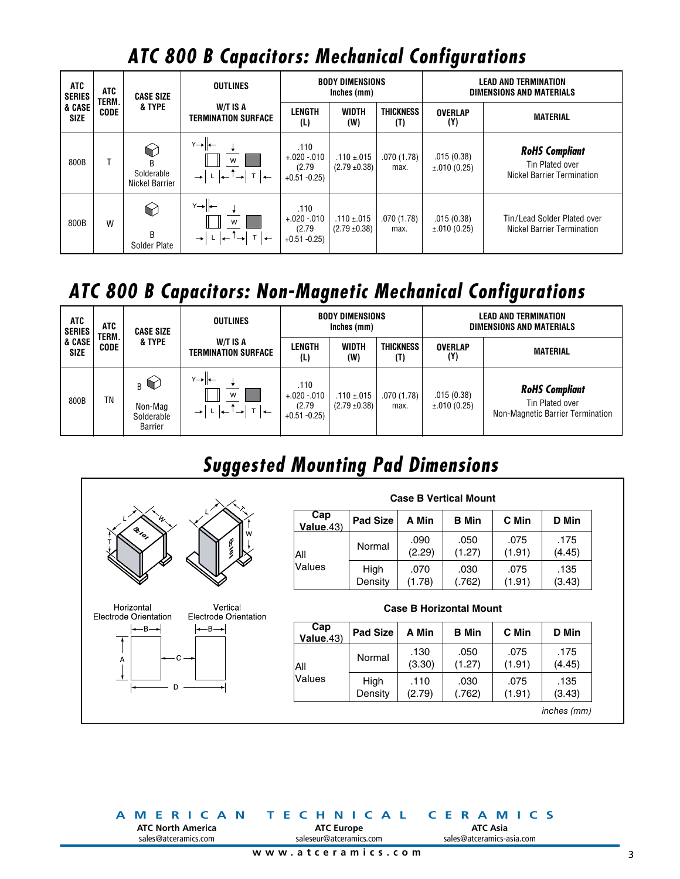# ATC 800 B Capacitors: Mechanical Configurations

| ATC SERIES & CASE SIZE | ATC TERM. CODE | CASE SIZE & TYPE | OUTLINES W/T IS A TERMINATION SURFACE | BODY DIMENSIONS Inches (mm) | | | LEAD AND TERMINATION DIMENSIONS AND MATERIALS | |
|---|---|---|---|---|---|---|---|---|
| | | | | LENGTH (L) | WIDTH (W) | THICKNESS (T) | OVERLAP (Y) | MATERIAL |
| 800B | T | B Solderable Nickel Barrier | | .110 +.020 -.010 (2.79 +0.51 -0.25) | .110 ±.015 (2.79 ±0.38) | .070 (1.78) max. | .015 (0.38) ±.010 (0.25) | ***RoHS Compliant*** Tin Plated over Nickel Barrier Termination |
| 800B | W | B Solder Plate | | .110 +.020 -.010 (2.79 +0.51 -0.25) | .110 ±.015 (2.79 ±0.38) | .070 (1.78) max. | .015 (0.38) ±.010 (0.25) | Tin/Lead Solder Plated over Nickel Barrier Termination |

# ATC 800 B Capacitors: Non-Magnetic Mechanical Configurations

| ATC SERIES & CASE SIZE | ATC TERM. CODE | CASE SIZE & TYPE | OUTLINES W/T IS A TERMINATION SURFACE | BODY DIMENSIONS Inches (mm) | | | LEAD AND TERMINATION DIMENSIONS AND MATERIALS | |
|---|---|---|---|---|---|---|---|---|
| | | | | LENGTH (L) | WIDTH (W) | THICKNESS (T) | OVERLAP (Y) | MATERIAL |
| 800B | TN | B Non-Mag Solderable Barrier | | .110 +.020 -.010 (2.79 +0.51 -0.25) | .110 ±.015 (2.79 ±0.38) | .070 (1.78) max. | .015 (0.38) ±.010 (0.25) | ***RoHS Compliant*** Tin Plated over Non-Magnetic Barrier Termination |

# Suggested Mounting Pad Dimensions

Horizontal Electrode Orientation

Vertical Electrode Orientation

**Case B Vertical Mount**

| Cap Value.43) | Pad Size | A Min | B Min | C Min | D Min |
|---|---|---|---|---|---|
| All Values | Normal | .090 (2.29) | .050 (1.27) | .075 (1.91) | .175 (4.45) |
| | High Density | .070 (1.78) | .030 (.762) | .075 (1.91) | .135 (3.43) |

**Case B Horizontal Mount**

| Cap Value.43) | Pad Size | A Min | B Min | C Min | D Min |
|---|---|---|---|---|---|
| All Values | Normal | .130 (3.30) | .050 (1.27) | .075 (1.91) | .175 (4.45) |
| | High Density | .110 (2.79) | .030 (.762) | .075 (1.91) | .135 (3.43) |

*inches (mm)*

AMERICAN TECHNICAL CERAMICS

**ATC North America** sales@atceramics.com | **ATC Europe** saleseur@atceramics.com | **ATC Asia** sales@atceramics-asia.com

www.atceramics.com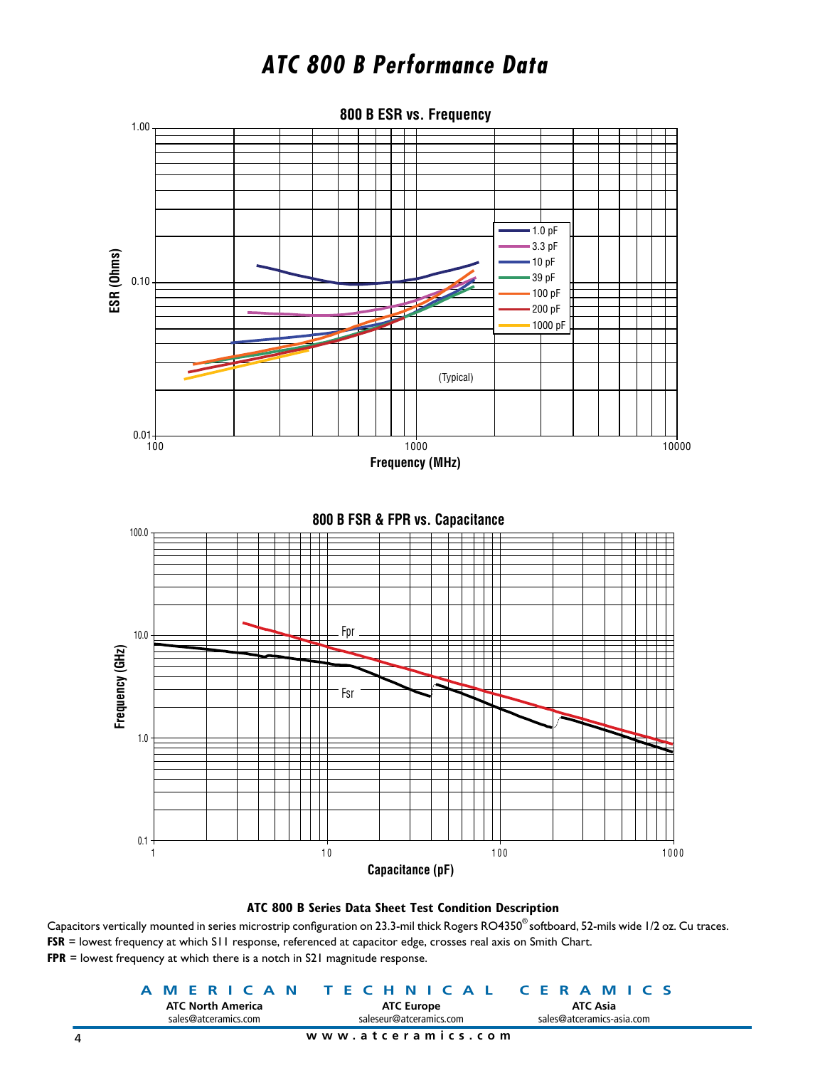# ATC 800 B Performance Data

**800 B ESR vs. Frequency**

ESR (Ohms) vs. Frequency (MHz); legend: 1.0 pF, 3.3 pF, 10 pF, 39 pF, 100 pF, 200 pF, 1000 pF; (Typical)

**800 B FSR & FPR vs. Capacitance**

Frequency (GHz) vs. Capacitance (pF); curves: Fpr, Fsr

### ATC 800 B Series Data Sheet Test Condition Description

Capacitors vertically mounted in series microstrip configuration on 23.3-mil thick Rogers RO4350® softboard, 52-mils wide 1/2 oz. Cu traces.

**FSR** = lowest frequency at which S11 response, referenced at capacitor edge, crosses real axis on Smith Chart.

**FPR** = lowest frequency at which there is a notch in S21 magnitude response.

AMERICAN TECHNICAL CERAMICS

| ATC North America | ATC Europe | ATC Asia |
|---|---|---|
| sales@atceramics.com | saleseur@atceramics.com | sales@atceramics-asia.com |

www.atceramics.com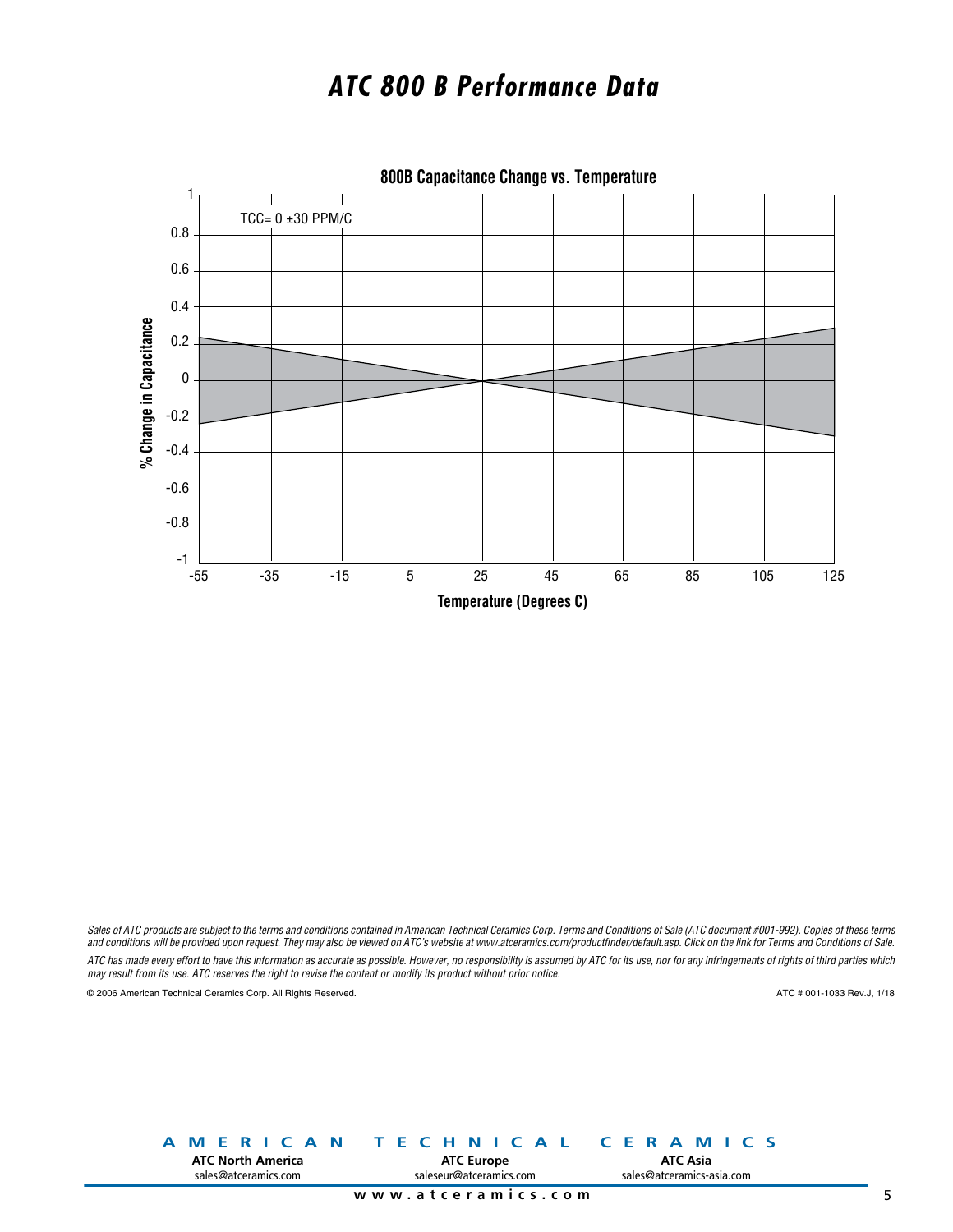# ATC 800 B Performance Data

**800B Capacitance Change vs. Temperature**

TCC= 0 ±30 PPM/C

% Change in Capacitance

1
0.8
0.6
0.4
0.2
0
-0.2
-0.4
-0.6
-0.8
-1

-55 -35 -15 5 25 45 65 85 105 125

Temperature (Degrees C)

*Sales of ATC products are subject to the terms and conditions contained in American Technical Ceramics Corp. Terms and Conditions of Sale (ATC document #001-992). Copies of these terms and conditions will be provided upon request. They may also be viewed on ATC's website at www.atceramics.com/productfinder/default.asp. Click on the link for Terms and Conditions of Sale.*

*ATC has made every effort to have this information as accurate as possible. However, no responsibility is assumed by ATC for its use, nor for any infringements of rights of third parties which may result from its use. ATC reserves the right to revise the content or modify its product without prior notice.*

© 2006 American Technical Ceramics Corp. All Rights Reserved.

ATC # 001-1033 Rev.J, 1/18

**AMERICAN TECHNICAL CERAMICS**

**ATC North America**
sales@atceramics.com

**ATC Europe**
saleseur@atceramics.com

**ATC Asia**
sales@atceramics-asia.com

**www.atceramics.com**